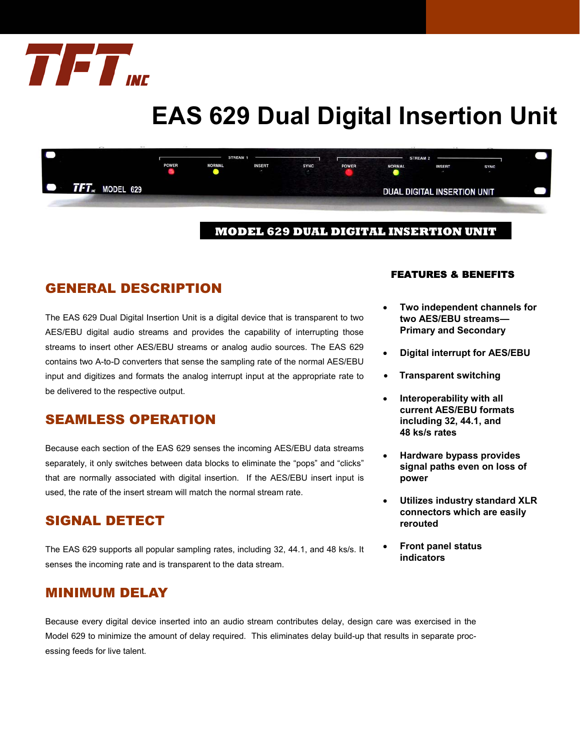TFT INC

# EAS 629 Dual Digital Insertion Unit

**MODEL 629 DUAL DIGITAL INSERTION UNIT**

## GENERAL DESCRIPTION

The EAS 629 Dual Digital Insertion Unit is a digital device that is transparent to two AES/EBU digital audio streams and provides the capability of interrupting those streams to insert other AES/EBU streams or analog audio sources. The EAS 629 contains two A-to-D converters that sense the sampling rate of the normal AES/EBU input and digitizes and formats the analog interrupt input at the appropriate rate to be delivered to the respective output.

## SEAMLESS OPERATION

Because each section of the EAS 629 senses the incoming AES/EBU data streams separately, it only switches between data blocks to eliminate the "pops" and "clicks" that are normally associated with digital insertion. If the AES/EBU insert input is used, the rate of the insert stream will match the normal stream rate.

## SIGNAL DETECT

The EAS 629 supports all popular sampling rates, including 32, 44.1, and 48 ks/s. It senses the incoming rate and is transparent to the data stream.

## FEATURES & BENEFITS

- **Two independent channels for two AES/EBU streams—Primary and Secondary**
- **Digital interrupt for AES/EBU**
- **Transparent switching**
- **Interoperability with all current AES/EBU formats including 32, 44.1, and 48 ks/s rates**
- **Hardware bypass provides signal paths even on loss of power**
- **Utilizes industry standard XLR connectors which are easily rerouted**
- **Front panel status indicators**

## MINIMUM DELAY

Because every digital device inserted into an audio stream contributes delay, design care was exercised in the Model 629 to minimize the amount of delay required. This eliminates delay build-up that results in separate processing feeds for live talent.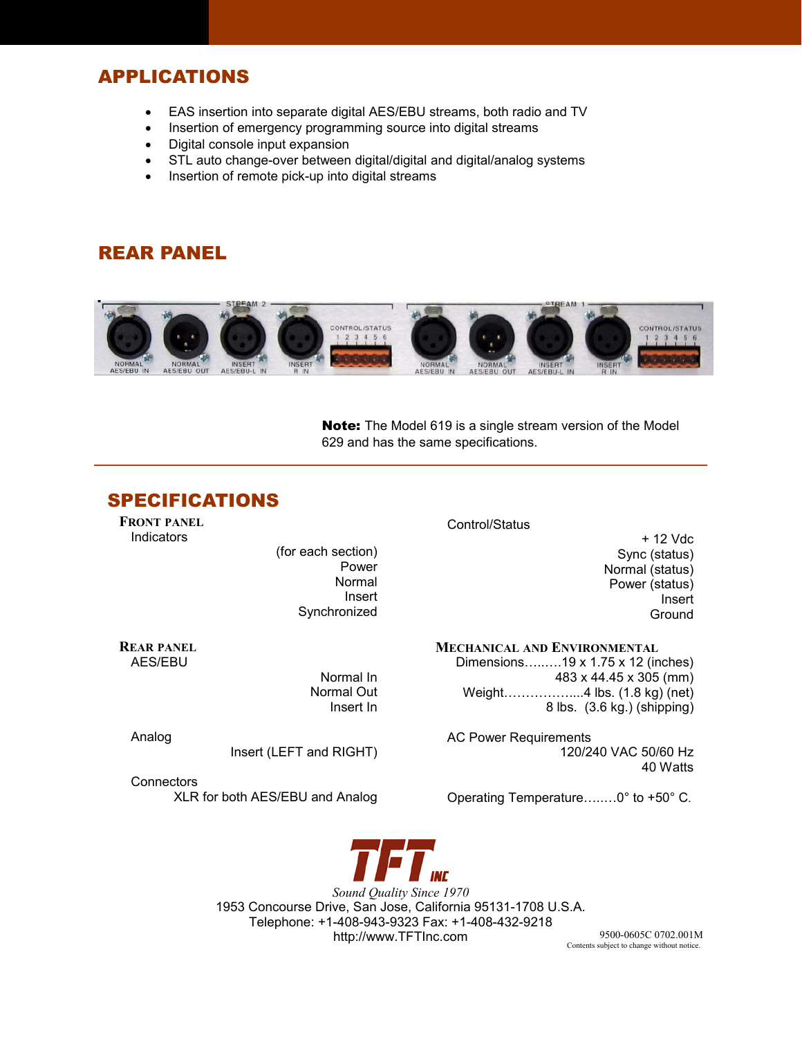## APPLICATIONS

- EAS insertion into separate digital AES/EBU streams, both radio and TV
- Insertion of emergency programming source into digital streams
- Digital console input expansion
- STL auto change-over between digital/digital and digital/analog systems
- Insertion of remote pick-up into digital streams

## REAR PANEL

STREAM 2

NORMAL AES/EBU IN | NORMAL AES/EBU OUT | INSERT AES/EBU-L IN | INSERT R IN | CONTROL/STATUS 1 2 3 4 5 6

STREAM 1

NORMAL AES/EBU IN | NORMAL AES/EBU OUT | INSERT AES/EBU-L IN | INSERT R IN | CONTROL/STATUS 1 2 3 4 5 6

**Note:** The Model 619 is a single stream version of the Model 629 and has the same specifications.

## SPECIFICATIONS

### FRONT PANEL

Indicators

(for each section)
Power
Normal
Insert
Synchronized

### REAR PANEL

AES/EBU

Normal In
Normal Out
Insert In

Analog

Insert (LEFT and RIGHT)

Connectors

XLR for both AES/EBU and Analog

Control/Status

+ 12 Vdc
Sync (status)
Normal (status)
Power (status)
Insert
Ground

### MECHANICAL AND ENVIRONMENTAL

Dimensions……..19 x 1.75 x 12 (inches)
483 x 44.45 x 305 (mm)

Weight……………....4 lbs. (1.8 kg) (net)
8 lbs. (3.6 kg.) (shipping)

AC Power Requirements

120/240 VAC 50/60 Hz
40 Watts

Operating Temperature……..0° to +50° C.

TFT INC

*Sound Quality Since 1970*

1953 Concourse Drive, San Jose, California 95131-1708 U.S.A.
Telephone: +1-408-943-9323 Fax: +1-408-432-9218
http://www.TFTInc.com

9500-0605C 0702.001M
Contents subject to change without notice.